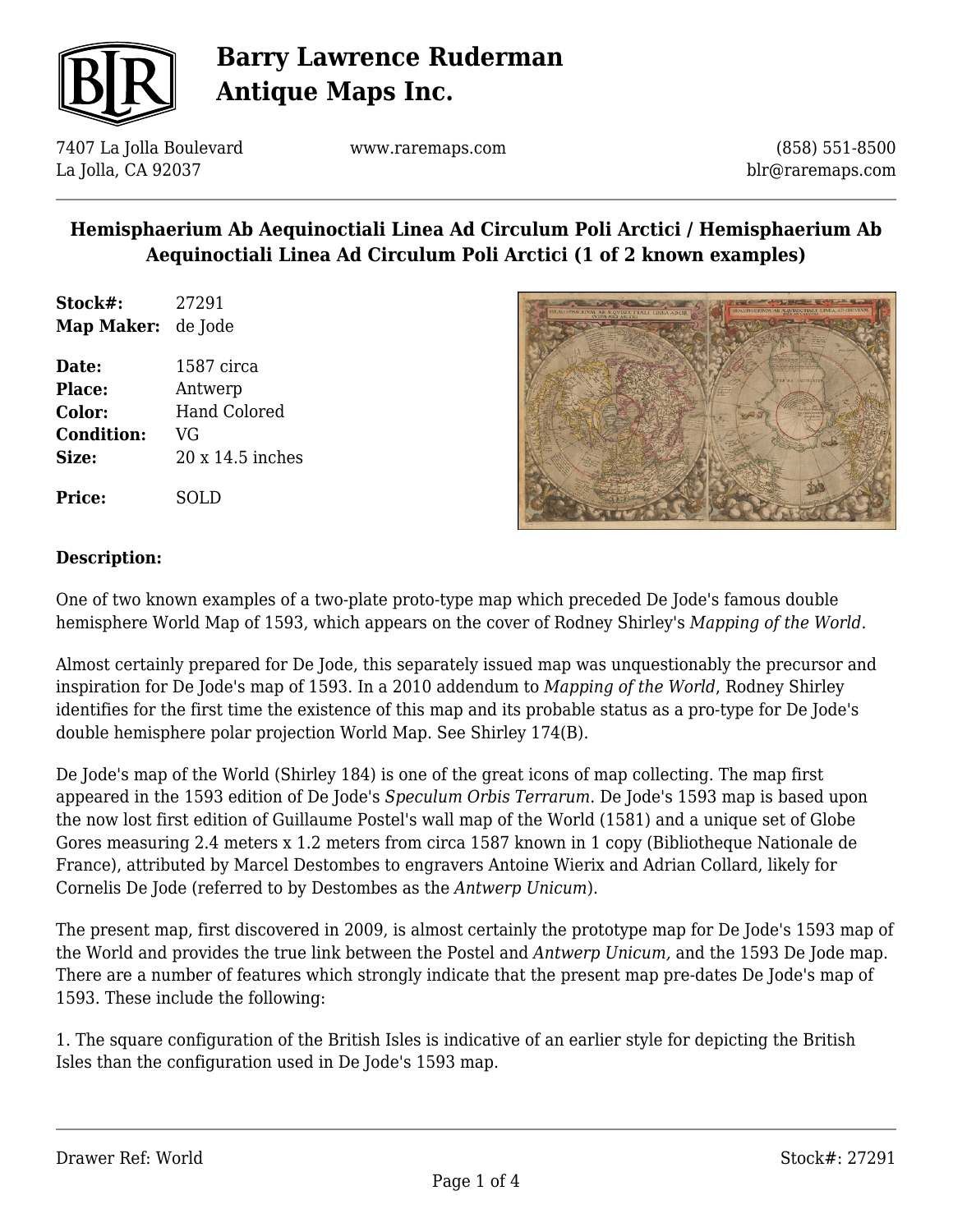# Barry Lawrence Ruderman Antique Maps Inc.

7407 La Jolla Boulevard
La Jolla, CA 92037

www.raremaps.com

(858) 551-8500
blr@raremaps.com

## Hemisphaerium Ab Aequinoctiali Linea Ad Circulum Poli Arctici / Hemisphaerium Ab Aequinoctiali Linea Ad Circulum Poli Arctici (1 of 2 known examples)

**Stock#:** 27291
**Map Maker:** de Jode

**Date:** 1587 circa
**Place:** Antwerp
**Color:** Hand Colored
**Condition:** VG
**Size:** 20 x 14.5 inches

**Price:** SOLD

### Description:

One of two known examples of a two-plate proto-type map which preceded De Jode's famous double hemisphere World Map of 1593, which appears on the cover of Rodney Shirley's *Mapping of the World.*

Almost certainly prepared for De Jode, this separately issued map was unquestionably the precursor and inspiration for De Jode's map of 1593. In a 2010 addendum to *Mapping of the World*, Rodney Shirley identifies for the first time the existence of this map and its probable status as a pro-type for De Jode's double hemisphere polar projection World Map. See Shirley 174(B).

De Jode's map of the World (Shirley 184) is one of the great icons of map collecting. The map first appeared in the 1593 edition of De Jode's *Speculum Orbis Terrarum*. De Jode's 1593 map is based upon the now lost first edition of Guillaume Postel's wall map of the World (1581) and a unique set of Globe Gores measuring 2.4 meters x 1.2 meters from circa 1587 known in 1 copy (Bibliotheque Nationale de France), attributed by Marcel Destombes to engravers Antoine Wierix and Adrian Collard, likely for Cornelis De Jode (referred to by Destombes as the *Antwerp Unicum*).

The present map, first discovered in 2009, is almost certainly the prototype map for De Jode's 1593 map of the World and provides the true link between the Postel and *Antwerp Unicum,* and the 1593 De Jode map. There are a number of features which strongly indicate that the present map pre-dates De Jode's map of 1593. These include the following:

1. The square configuration of the British Isles is indicative of an earlier style for depicting the British Isles than the configuration used in De Jode's 1593 map.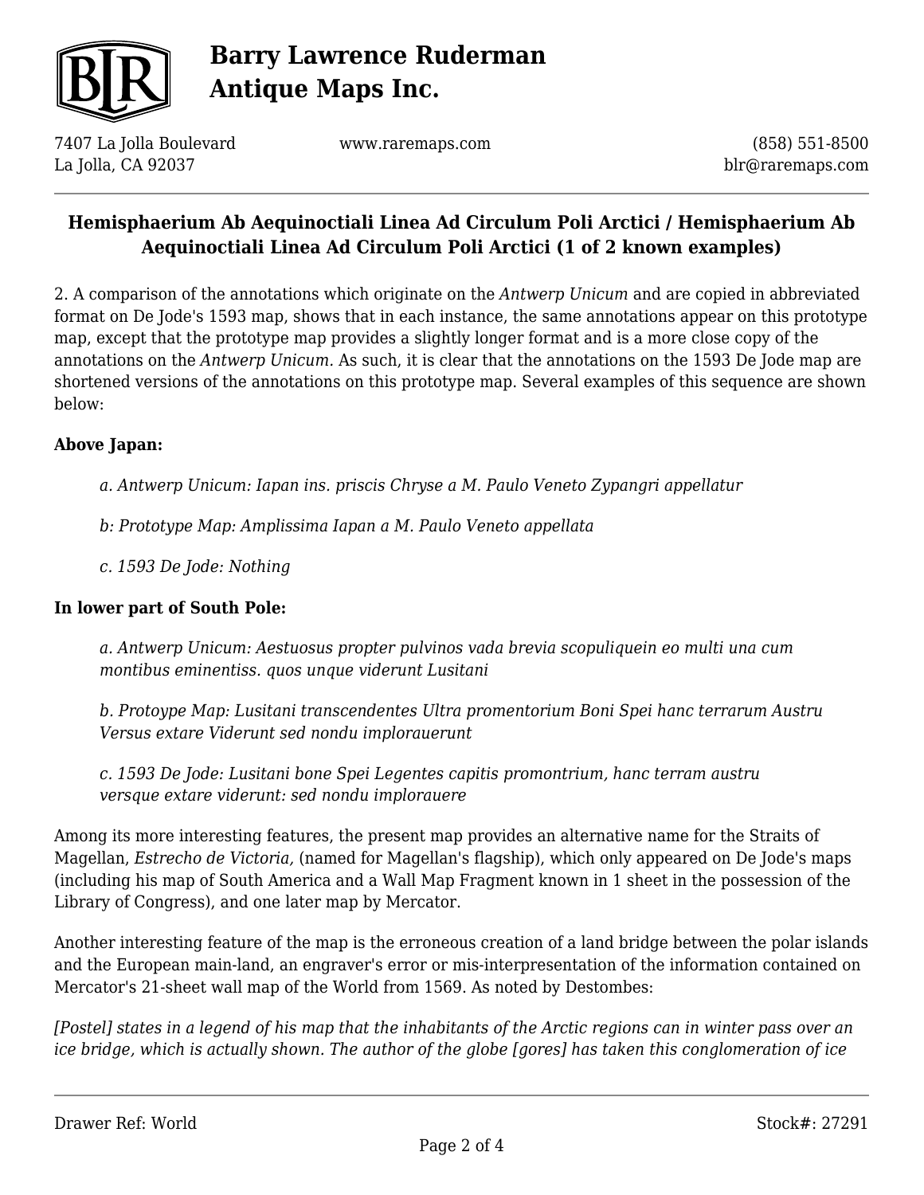2. A comparison of the annotations which originate on the *Antwerp Unicum* and are copied in abbreviated format on De Jode's 1593 map, shows that in each instance, the same annotations appear on this prototype map, except that the prototype map provides a slightly longer format and is a more close copy of the annotations on the *Antwerp Unicum.* As such, it is clear that the annotations on the 1593 De Jode map are shortened versions of the annotations on this prototype map. Several examples of this sequence are shown below:

**Above Japan:**

> *a. Antwerp Unicum: Iapan ins. priscis Chryse a M. Paulo Veneto Zypangri appellatur*
>
> *b: Prototype Map: Amplissima Iapan a M. Paulo Veneto appellata*
>
> *c. 1593 De Jode: Nothing*

**In lower part of South Pole:**

> *a. Antwerp Unicum: Aestuosus propter pulvinos vada brevia scopuliquein eo multi una cum montibus eminentiss. quos unque viderunt Lusitani*
>
> *b. Protoype Map: Lusitani transcendentes Ultra promentorium Boni Spei hanc terrarum Austru Versus extare Viderunt sed nondu implorauerunt*
>
> *c. 1593 De Jode: Lusitani bone Spei Legentes capitis promontrium, hanc terram austru versque extare viderunt: sed nondu implorauere*

Among its more interesting features, the present map provides an alternative name for the Straits of Magellan, *Estrecho de Victoria,* (named for Magellan's flagship), which only appeared on De Jode's maps (including his map of South America and a Wall Map Fragment known in 1 sheet in the possession of the Library of Congress), and one later map by Mercator.

Another interesting feature of the map is the erroneous creation of a land bridge between the polar islands and the European main-land, an engraver's error or mis-interpresentation of the information contained on Mercator's 21-sheet wall map of the World from 1569. As noted by Destombes:

*[Postel] states in a legend of his map that the inhabitants of the Arctic regions can in winter pass over an ice bridge, which is actually shown. The author of the globe [gores] has taken this conglomeration of ice*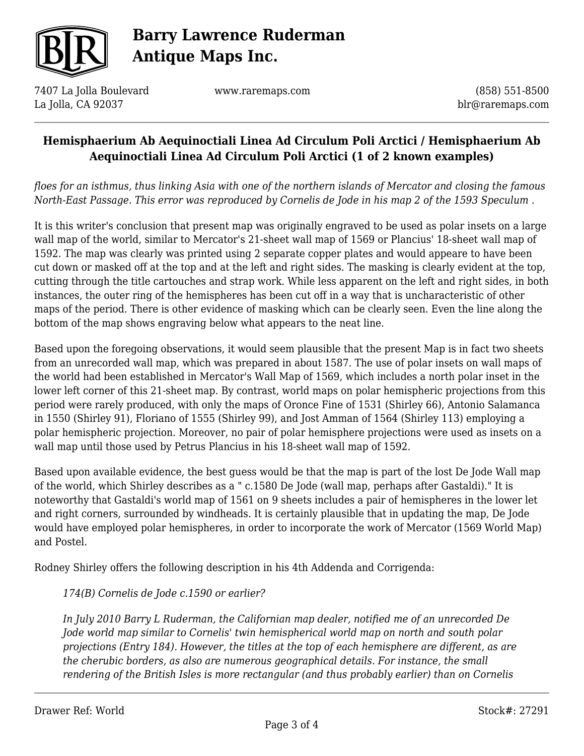## Hemisphaerium Ab Aequinoctiali Linea Ad Circulum Poli Arctici / Hemisphaerium Ab Aequinoctiali Linea Ad Circulum Poli Arctici (1 of 2 known examples)

*floes for an isthmus, thus linking Asia with one of the northern islands of Mercator and closing the famous North-East Passage. This error was reproduced by Cornelis de Jode in his map 2 of the 1593 Speculum .*

It is this writer's conclusion that present map was originally engraved to be used as polar insets on a large wall map of the world, similar to Mercator's 21-sheet wall map of 1569 or Plancius' 18-sheet wall map of 1592. The map was clearly was printed using 2 separate copper plates and would appeare to have been cut down or masked off at the top and at the left and right sides. The masking is clearly evident at the top, cutting through the title cartouches and strap work. While less apparent on the left and right sides, in both instances, the outer ring of the hemispheres has been cut off in a way that is uncharacteristic of other maps of the period. There is other evidence of masking which can be clearly seen. Even the line along the bottom of the map shows engraving below what appears to the neat line.

Based upon the foregoing observations, it would seem plausible that the present Map is in fact two sheets from an unrecorded wall map, which was prepared in about 1587. The use of polar insets on wall maps of the world had been established in Mercator's Wall Map of 1569, which includes a north polar inset in the lower left corner of this 21-sheet map. By contrast, world maps on polar hemispheric projections from this period were rarely produced, with only the maps of Oronce Fine of 1531 (Shirley 66), Antonio Salamanca in 1550 (Shirley 91), Floriano of 1555 (Shirley 99), and Jost Amman of 1564 (Shirley 113) employing a polar hemispheric projection. Moreover, no pair of polar hemisphere projections were used as insets on a wall map until those used by Petrus Plancius in his 18-sheet wall map of 1592.

Based upon available evidence, the best guess would be that the map is part of the lost De Jode Wall map of the world, which Shirley describes as a " c.1580 De Jode (wall map, perhaps after Gastaldi)." It is noteworthy that Gastaldi's world map of 1561 on 9 sheets includes a pair of hemispheres in the lower let and right corners, surrounded by windheads. It is certainly plausible that in updating the map, De Jode would have employed polar hemispheres, in order to incorporate the work of Mercator (1569 World Map) and Postel.

Rodney Shirley offers the following description in his 4th Addenda and Corrigenda:

> *174(B) Cornelis de Jode c.1590 or earlier?*
>
> *In July 2010 Barry L Ruderman, the Californian map dealer, notified me of an unrecorded De Jode world map similar to Cornelis' twin hemispherical world map on north and south polar projections (Entry 184). However, the titles at the top of each hemisphere are different, as are the cherubic borders, as also are numerous geographical details. For instance, the small rendering of the British Isles is more rectangular (and thus probably earlier) than on Cornelis*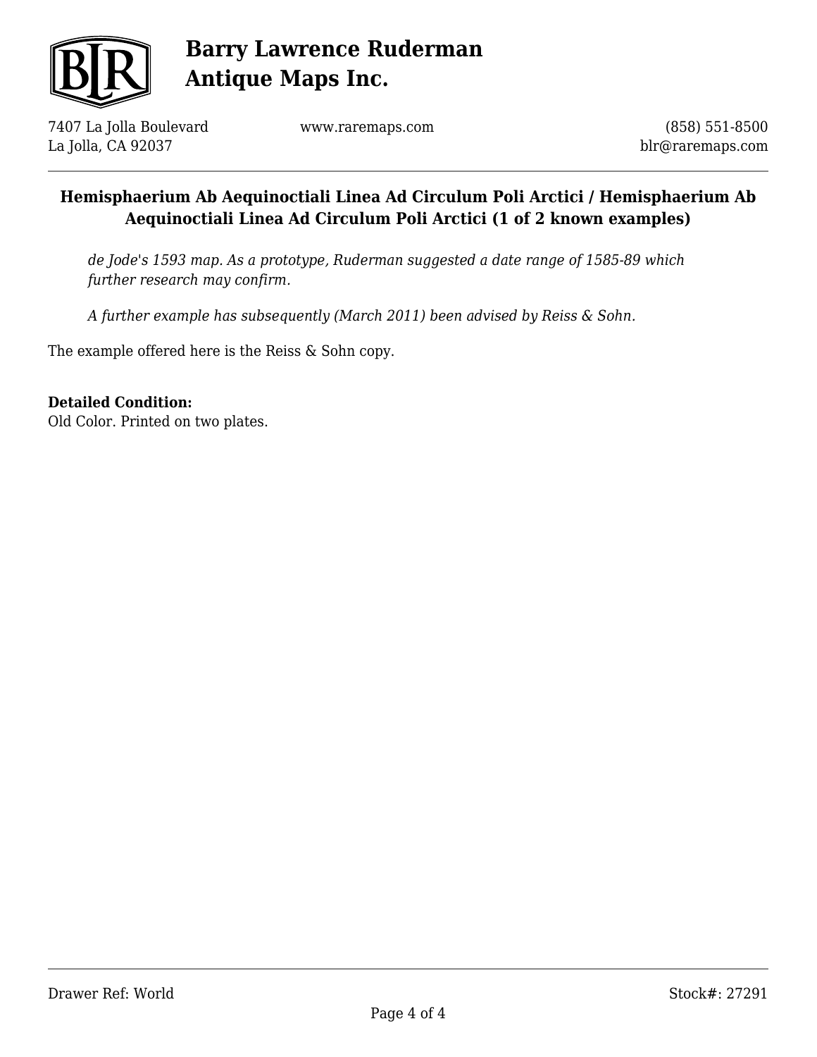## Hemisphaerium Ab Aequinoctiali Linea Ad Circulum Poli Arctici / Hemisphaerium Ab Aequinoctiali Linea Ad Circulum Poli Arctici (1 of 2 known examples)

*de Jode's 1593 map. As a prototype, Ruderman suggested a date range of 1585-89 which further research may confirm.*

*A further example has subsequently (March 2011) been advised by Reiss & Sohn.*

The example offered here is the Reiss & Sohn copy.

**Detailed Condition:**
Old Color. Printed on two plates.